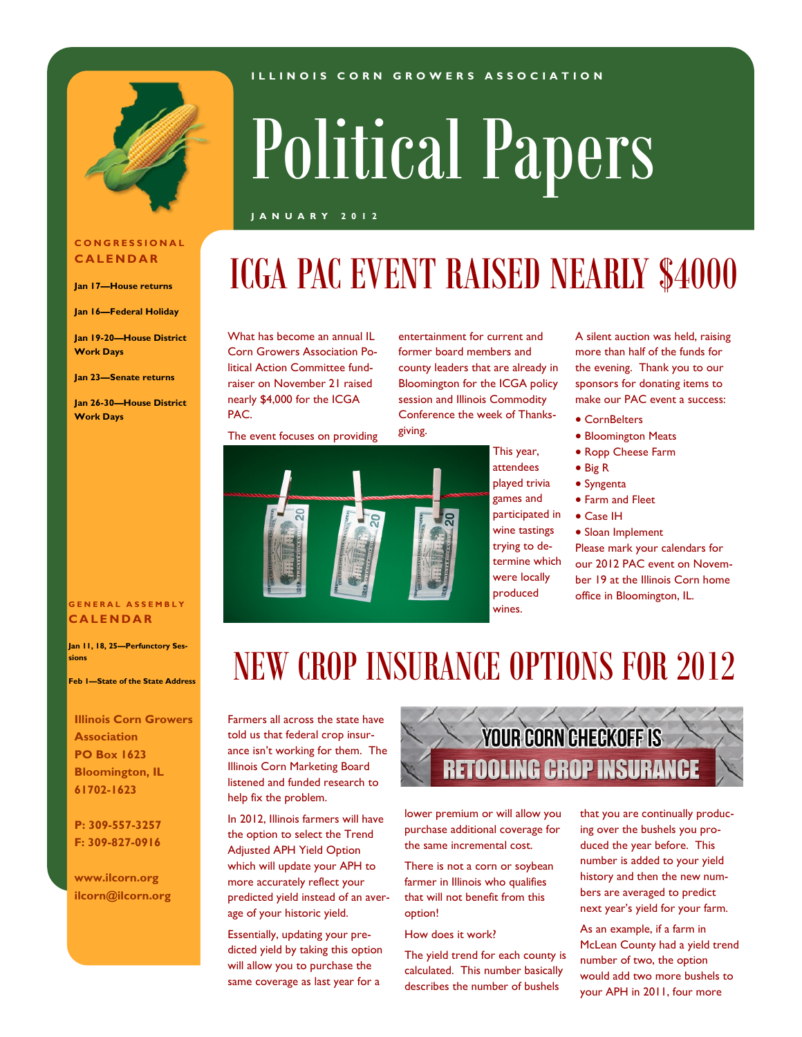ILLINOIS CORN GROWERS ASSOCIATION

# Political Papers

JANUARY 2012

## CONGRESSIONAL CALENDAR

**Jan 17—House returns**

**Jan 16—Federal Holiday**

**Jan 19-20—House District Work Days**

**Jan 23—Senate returns**

**Jan 26-30—House District Work Days**

## GENERAL ASSEMBLY CALENDAR

**Jan 11, 18, 25—Perfunctory Sessions**

**Feb 1—State of the State Address**

**Illinois Corn Growers Association**
**PO Box 1623**
**Bloomington, IL 61702-1623**

**P: 309-557-3257**
**F: 309-827-0916**

**www.ilcorn.org**
**ilcorn@ilcorn.org**

# ICGA PAC EVENT RAISED NEARLY $4000

What has become an annual IL Corn Growers Association Political Action Committee fundraiser on November 21 raised nearly $4,000 for the ICGA PAC.

The event focuses on providing entertainment for current and former board members and county leaders that are already in Bloomington for the ICGA policy session and Illinois Commodity Conference the week of Thanksgiving.

This year, attendees played trivia games and participated in wine tastings trying to determine which were locally produced wines.

A silent auction was held, raising more than half of the funds for the evening. Thank you to our sponsors for donating items to make our PAC event a success:

- CornBelters
- Bloomington Meats
- Ropp Cheese Farm
- Big R
- Syngenta
- Farm and Fleet
- Case IH
- Sloan Implement

Please mark your calendars for our 2012 PAC event on November 19 at the Illinois Corn home office in Bloomington, IL.

# NEW CROP INSURANCE OPTIONS FOR 2012

**YOUR CORN CHECKOFF IS RETOOLING CROP INSURANCE**

Farmers all across the state have told us that federal crop insurance isn't working for them. The Illinois Corn Marketing Board listened and funded research to help fix the problem.

In 2012, Illinois farmers will have the option to select the Trend Adjusted APH Yield Option which will update your APH to more accurately reflect your predicted yield instead of an average of your historic yield.

Essentially, updating your predicted yield by taking this option will allow you to purchase the same coverage as last year for a lower premium or will allow you purchase additional coverage for the same incremental cost.

There is not a corn or soybean farmer in Illinois who qualifies that will not benefit from this option!

How does it work?

The yield trend for each county is calculated. This number basically describes the number of bushels that you are continually producing over the bushels you produced the year before. This number is added to your yield history and then the new numbers are averaged to predict next year's yield for your farm.

As an example, if a farm in McLean County had a yield trend number of two, the option would add two more bushels to your APH in 2011, four more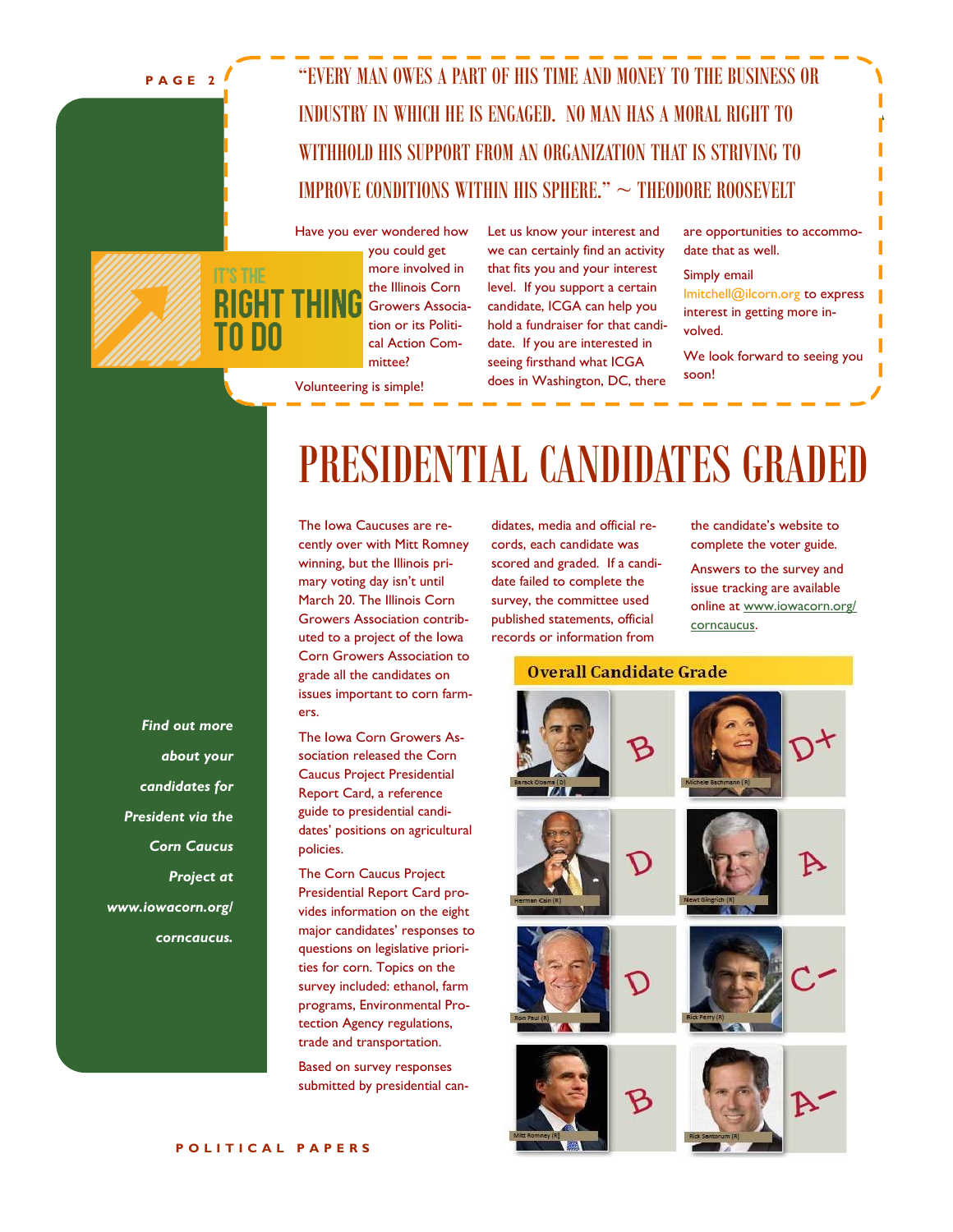"EVERY MAN OWES A PART OF HIS TIME AND MONEY TO THE BUSINESS OR INDUSTRY IN WHICH HE IS ENGAGED. NO MAN HAS A MORAL RIGHT TO WITHHOLD HIS SUPPORT FROM AN ORGANIZATION THAT IS STRIVING TO IMPROVE CONDITIONS WITHIN HIS SPHERE." ~ THEODORE ROOSEVELT

## IT'S THE RIGHT THING TO DO

Have you ever wondered how you could get more involved in the Illinois Corn Growers Association or its Political Action Committee?

Volunteering is simple!

Let us know your interest and we can certainly find an activity that fits you and your interest level. If you support a certain candidate, ICGA can help you hold a fundraiser for that candidate. If you are interested in seeing firsthand what ICGA does in Washington, DC, there are opportunities to accommodate that as well.

Simply email lmitchell@ilcorn.org to express interest in getting more involved.

We look forward to seeing you soon!

# PRESIDENTIAL CANDIDATES GRADED

The Iowa Caucuses are recently over with Mitt Romney winning, but the Illinois primary voting day isn't until March 20. The Illinois Corn Growers Association contributed to a project of the Iowa Corn Growers Association to grade all the candidates on issues important to corn farmers.

The Iowa Corn Growers Association released the Corn Caucus Project Presidential Report Card, a reference guide to presidential candidates' positions on agricultural policies.

The Corn Caucus Project Presidential Report Card provides information on the eight major candidates' responses to questions on legislative priorities for corn. Topics on the survey included: ethanol, farm programs, Environmental Protection Agency regulations, trade and transportation.

Based on survey responses submitted by presidential candidates, media and official records, each candidate was scored and graded. If a candidate failed to complete the survey, the committee used published statements, official records or information from the candidate's website to complete the voter guide.

Answers to the survey and issue tracking are available online at www.iowacorn.org/corncaucus.

*Find out more about your candidates for President via the Corn Caucus Project at www.iowacorn.org/corncaucus.*

**Overall Candidate Grade**

| Candidate | Grade |
|---|---|
| Barack Obama (D) | B |
| Michele Bachmann (R) | D+ |
| Herman Cain (R) | D |
| Newt Gingrich (R) | A |
| Ron Paul (R) | D |
| Rick Perry (R) | C- |
| Mitt Romney (R) | B |
| Rick Santorum (R) | A- |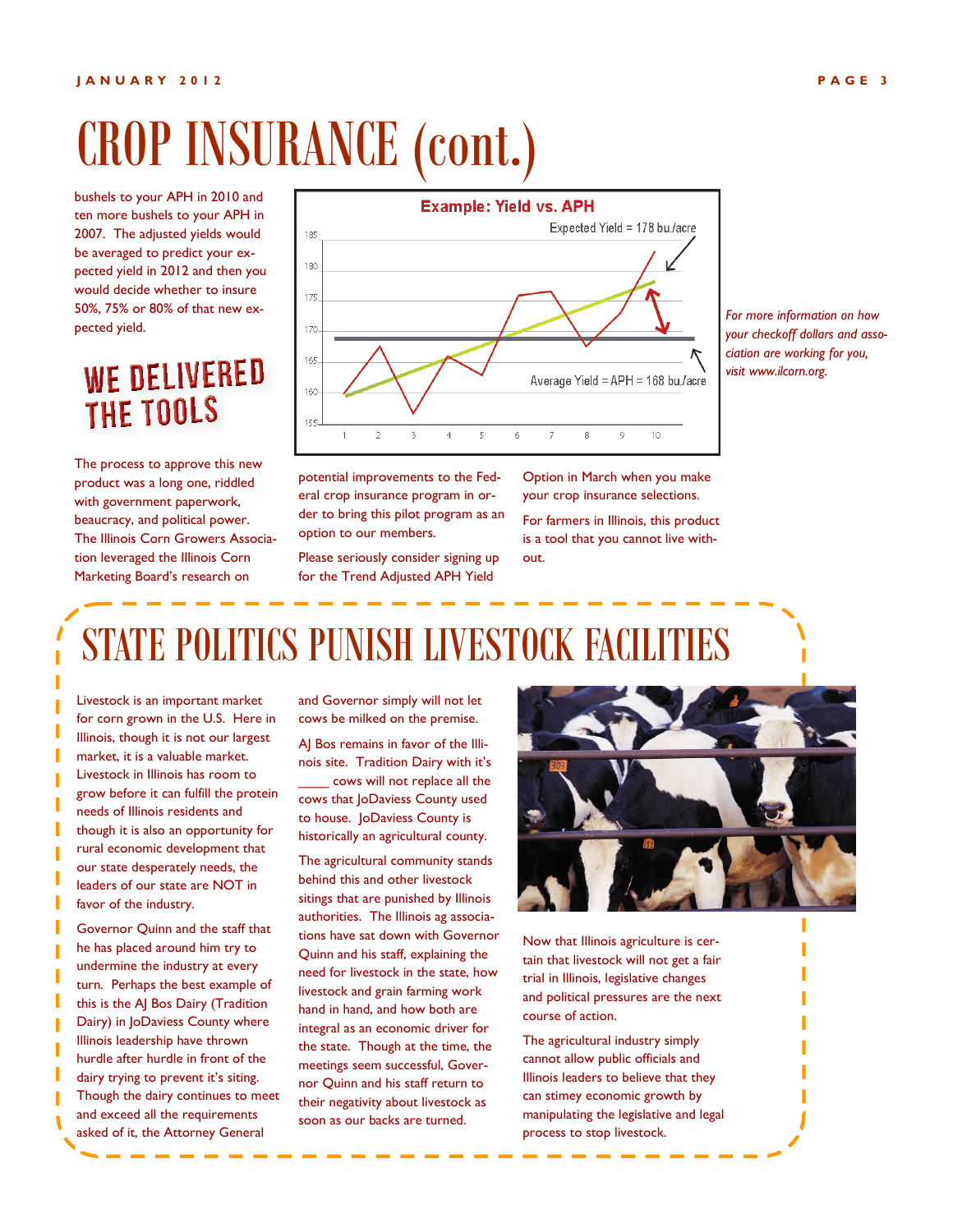# CROP INSURANCE (cont.)

bushels to your APH in 2010 and ten more bushels to your APH in 2007. The adjusted yields would be averaged to predict your expected yield in 2012 and then you would decide whether to insure 50%, 75% or 80% of that new expected yield.

**Example: Yield vs. APH**

Expected Yield = 178 bu./acre

Average Yield = APH = 168 bu./acre

## WE DELIVERED THE TOOLS

The process to approve this new product was a long one, riddled with government paperwork, beaucracy, and political power. The Illinois Corn Growers Association leveraged the Illinois Corn Marketing Board's research on potential improvements to the Federal crop insurance program in order to bring this pilot program as an option to our members.

Please seriously consider signing up for the Trend Adjusted APH Yield Option in March when you make your crop insurance selections.

For farmers in Illinois, this product is a tool that you cannot live without.

*For more information on how your checkoff dollars and association are working for you, visit www.ilcorn.org.*

# STATE POLITICS PUNISH LIVESTOCK FACILITIES

Livestock is an important market for corn grown in the U.S. Here in Illinois, though it is not our largest market, it is a valuable market. Livestock in Illinois has room to grow before it can fulfill the protein needs of Illinois residents and though it is also an opportunity for rural economic development that our state desperately needs, the leaders of our state are NOT in favor of the industry.

Governor Quinn and the staff that he has placed around him try to undermine the industry at every turn. Perhaps the best example of this is the AJ Bos Dairy (Tradition Dairy) in JoDaviess County where Illinois leadership have thrown hurdle after hurdle in front of the dairy trying to prevent it's siting. Though the dairy continues to meet and exceed all the requirements asked of it, the Attorney General and Governor simply will not let cows be milked on the premise.

AJ Bos remains in favor of the Illinois site. Tradition Dairy with it's ____ cows will not replace all the cows that JoDaviess County used to house. JoDaviess County is historically an agricultural county.

The agricultural community stands behind this and other livestock sitings that are punished by Illinois authorities. The Illinois ag associations have sat down with Governor Quinn and his staff, explaining the need for livestock in the state, how livestock and grain farming work hand in hand, and how both are integral as an economic driver for the state. Though at the time, the meetings seem successful, Governor Quinn and his staff return to their negativity about livestock as soon as our backs are turned.

Now that Illinois agriculture is certain that livestock will not get a fair trial in Illinois, legislative changes and political pressures are the next course of action.

The agricultural industry simply cannot allow public officials and Illinois leaders to believe that they can stimey economic growth by manipulating the legislative and legal process to stop livestock.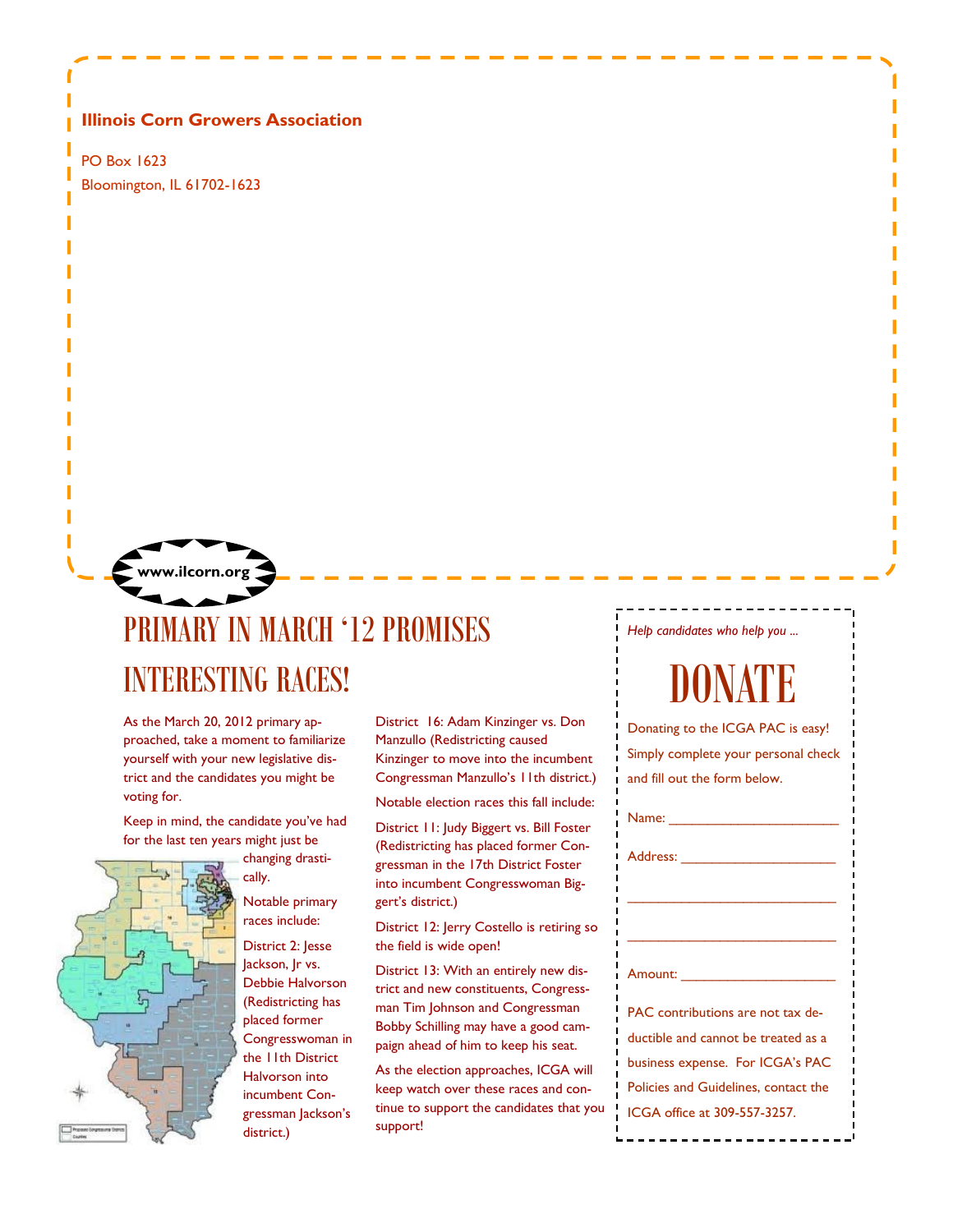**Illinois Corn Growers Association**

PO Box 1623

Bloomington, IL 61702-1623

www.ilcorn.org

# PRIMARY IN MARCH '12 PROMISES INTERESTING RACES!

As the March 20, 2012 primary approached, take a moment to familiarize yourself with your new legislative district and the candidates you might be voting for.

Keep in mind, the candidate you've had for the last ten years might just be changing drastically.

Notable primary races include:

District 2: Jesse Jackson, Jr vs. Debbie Halvorson (Redistricting has placed former Congresswoman in the 11th District Halvorson into incumbent Congressman Jackson's district.)

District 16: Adam Kinzinger vs. Don Manzullo (Redistricting caused Kinzinger to move into the incumbent Congressman Manzullo's 11th district.)

Notable election races this fall include:

District 11: Judy Biggert vs. Bill Foster (Redistricting has placed former Congressman in the 17th District Foster into incumbent Congresswoman Biggert's district.)

District 12: Jerry Costello is retiring so the field is wide open!

District 13: With an entirely new district and new constituents, Congressman Tim Johnson and Congressman Bobby Schilling may have a good campaign ahead of him to keep his seat.

As the election approaches, ICGA will keep watch over these races and continue to support the candidates that you support!

*Help candidates who help you ...*

# DONATE

Donating to the ICGA PAC is easy! Simply complete your personal check and fill out the form below.

Name: ______________________

Address: ____________________

____________________________

____________________________

Amount: ____________________

PAC contributions are not tax deductible and cannot be treated as a business expense. For ICGA's PAC Policies and Guidelines, contact the ICGA office at 309-557-3257.